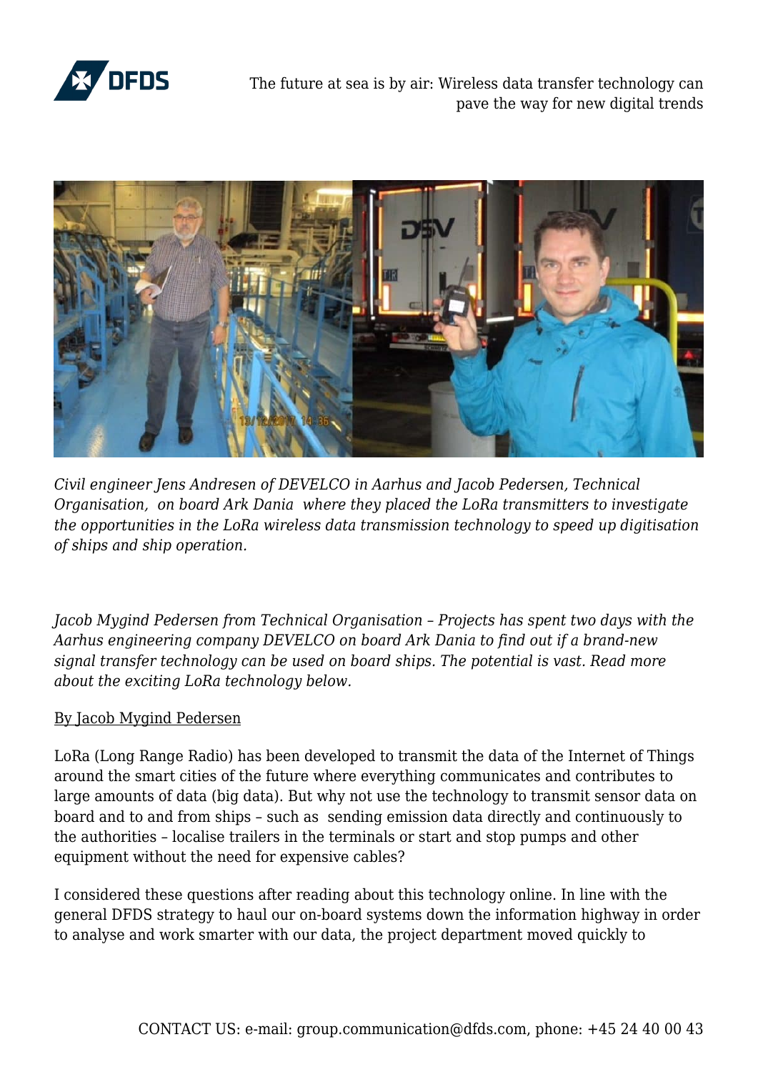# The future at sea is by air: Wireless data transfer technology can pave the way for new digital trends

*Civil engineer Jens Andresen of DEVELCO in Aarhus and Jacob Pedersen, Technical Organisation, on board Ark Dania where they placed the LoRa transmitters to investigate the opportunities in the LoRa wireless data transmission technology to speed up digitisation of ships and ship operation.*

*Jacob Mygind Pedersen from Technical Organisation – Projects has spent two days with the Aarhus engineering company DEVELCO on board Ark Dania to find out if a brand-new signal transfer technology can be used on board ships. The potential is vast. Read more about the exciting LoRa technology below.*

By Jacob Mygind Pedersen

LoRa (Long Range Radio) has been developed to transmit the data of the Internet of Things around the smart cities of the future where everything communicates and contributes to large amounts of data (big data). But why not use the technology to transmit sensor data on board and to and from ships – such as sending emission data directly and continuously to the authorities – localise trailers in the terminals or start and stop pumps and other equipment without the need for expensive cables?

I considered these questions after reading about this technology online. In line with the general DFDS strategy to haul our on-board systems down the information highway in order to analyse and work smarter with our data, the project department moved quickly to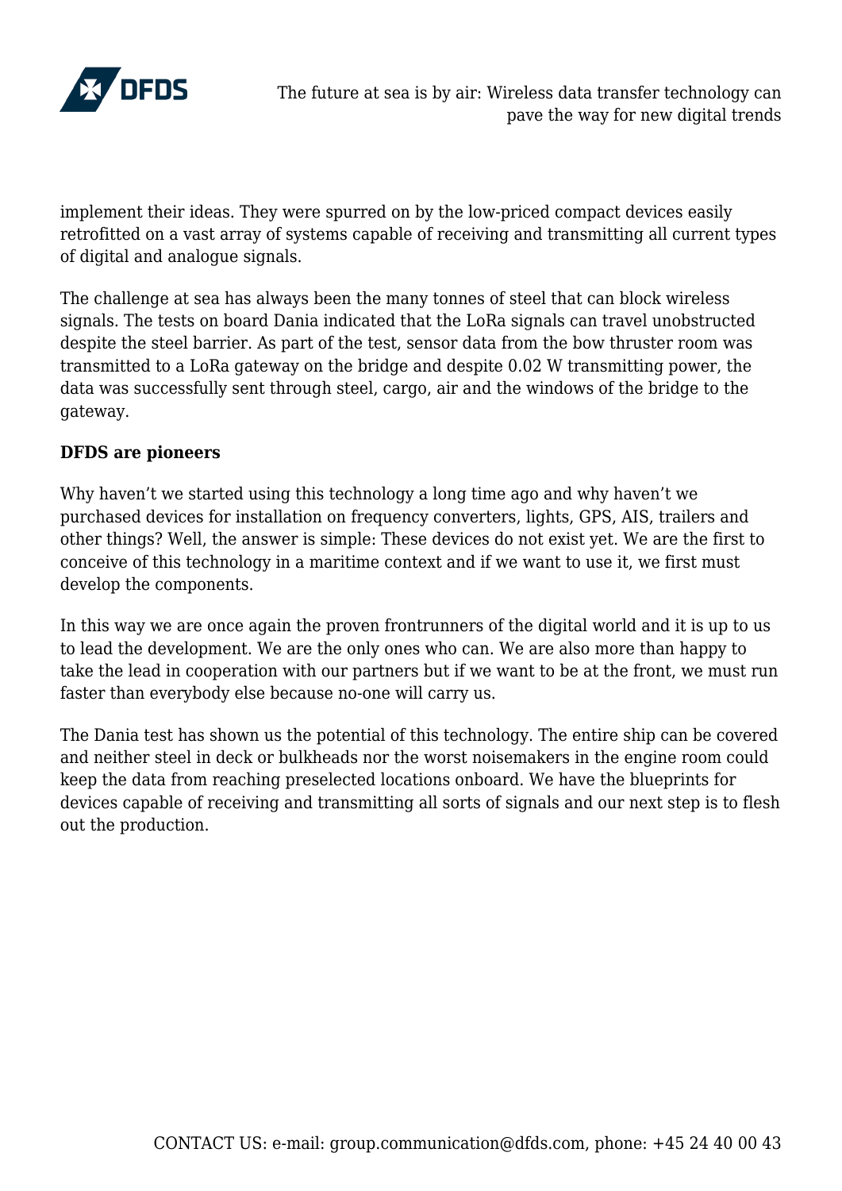implement their ideas. They were spurred on by the low-priced compact devices easily retrofitted on a vast array of systems capable of receiving and transmitting all current types of digital and analogue signals.

The challenge at sea has always been the many tonnes of steel that can block wireless signals. The tests on board Dania indicated that the LoRa signals can travel unobstructed despite the steel barrier. As part of the test, sensor data from the bow thruster room was transmitted to a LoRa gateway on the bridge and despite 0.02 W transmitting power, the data was successfully sent through steel, cargo, air and the windows of the bridge to the gateway.

**DFDS are pioneers**

Why haven't we started using this technology a long time ago and why haven't we purchased devices for installation on frequency converters, lights, GPS, AIS, trailers and other things? Well, the answer is simple: These devices do not exist yet. We are the first to conceive of this technology in a maritime context and if we want to use it, we first must develop the components.

In this way we are once again the proven frontrunners of the digital world and it is up to us to lead the development. We are the only ones who can. We are also more than happy to take the lead in cooperation with our partners but if we want to be at the front, we must run faster than everybody else because no-one will carry us.

The Dania test has shown us the potential of this technology. The entire ship can be covered and neither steel in deck or bulkheads nor the worst noisemakers in the engine room could keep the data from reaching preselected locations onboard. We have the blueprints for devices capable of receiving and transmitting all sorts of signals and our next step is to flesh out the production.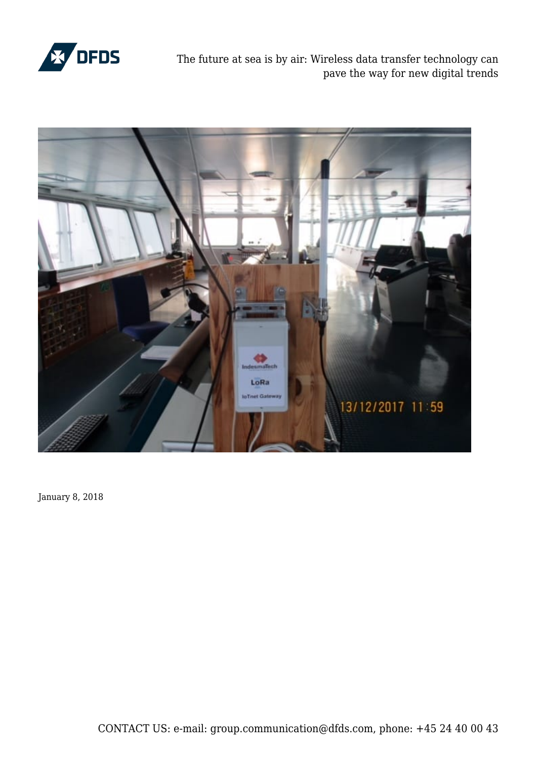January 8, 2018